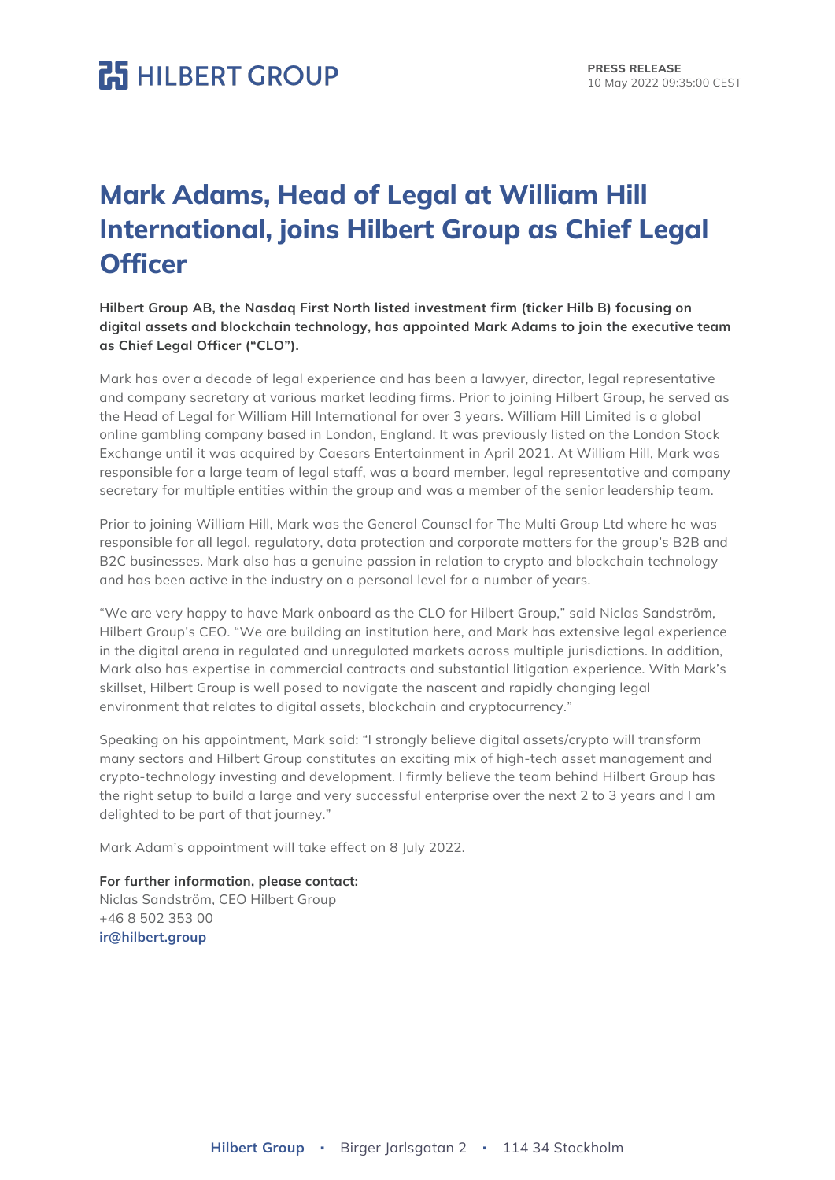HILBERT GROUP

**PRESS RELEASE**
10 May 2022 09:35:00 CEST

# Mark Adams, Head of Legal at William Hill International, joins Hilbert Group as Chief Legal Officer

**Hilbert Group AB, the Nasdaq First North listed investment firm (ticker Hilb B) focusing on digital assets and blockchain technology, has appointed Mark Adams to join the executive team as Chief Legal Officer ("CLO").**

Mark has over a decade of legal experience and has been a lawyer, director, legal representative and company secretary at various market leading firms. Prior to joining Hilbert Group, he served as the Head of Legal for William Hill International for over 3 years. William Hill Limited is a global online gambling company based in London, England. It was previously listed on the London Stock Exchange until it was acquired by Caesars Entertainment in April 2021. At William Hill, Mark was responsible for a large team of legal staff, was a board member, legal representative and company secretary for multiple entities within the group and was a member of the senior leadership team.

Prior to joining William Hill, Mark was the General Counsel for The Multi Group Ltd where he was responsible for all legal, regulatory, data protection and corporate matters for the group's B2B and B2C businesses. Mark also has a genuine passion in relation to crypto and blockchain technology and has been active in the industry on a personal level for a number of years.

"We are very happy to have Mark onboard as the CLO for Hilbert Group," said Niclas Sandström, Hilbert Group's CEO. "We are building an institution here, and Mark has extensive legal experience in the digital arena in regulated and unregulated markets across multiple jurisdictions. In addition, Mark also has expertise in commercial contracts and substantial litigation experience. With Mark's skillset, Hilbert Group is well posed to navigate the nascent and rapidly changing legal environment that relates to digital assets, blockchain and cryptocurrency."

Speaking on his appointment, Mark said: "I strongly believe digital assets/crypto will transform many sectors and Hilbert Group constitutes an exciting mix of high-tech asset management and crypto-technology investing and development. I firmly believe the team behind Hilbert Group has the right setup to build a large and very successful enterprise over the next 2 to 3 years and I am delighted to be part of that journey."

Mark Adam's appointment will take effect on 8 July 2022.

**For further information, please contact:**
Niclas Sandström, CEO Hilbert Group
+46 8 502 353 00
**ir@hilbert.group**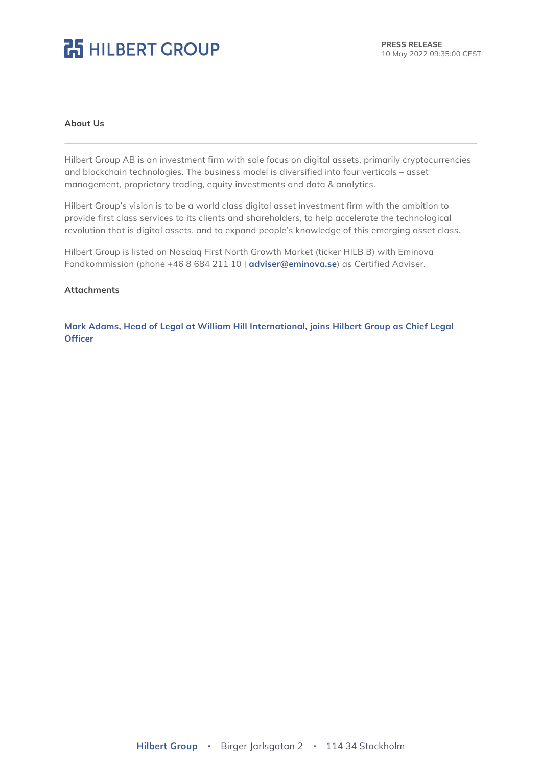#### About Us

Hilbert Group AB is an investment firm with sole focus on digital assets, primarily cryptocurrencies and blockchain technologies. The business model is diversified into four verticals – asset management, proprietary trading, equity investments and data & analytics.

Hilbert Group's vision is to be a world class digital asset investment firm with the ambition to provide first class services to its clients and shareholders, to help accelerate the technological revolution that is digital assets, and to expand people's knowledge of this emerging asset class.

Hilbert Group is listed on Nasdaq First North Growth Market (ticker HILB B) with Eminova Fondkommission (phone +46 8 684 211 10 | **adviser@eminova.se**) as Certified Adviser.

#### Attachments

**Mark Adams, Head of Legal at William Hill International, joins Hilbert Group as Chief Legal Officer**